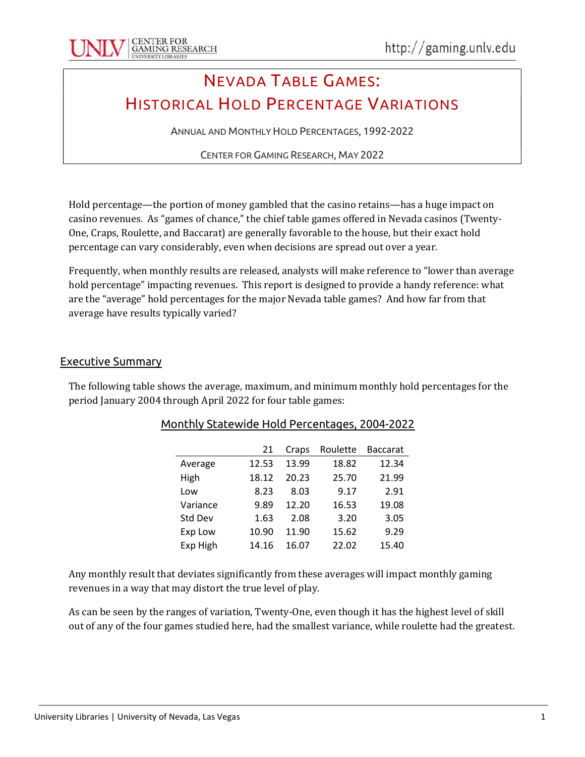# NEVADA TABLE GAMES: HISTORICAL HOLD PERCENTAGE VARIATIONS

ANNUAL AND MONTHLY HOLD PERCENTAGES, 1992-2022

CENTER FOR GAMING RESEARCH, MAY 2022

Hold percentage—the portion of money gambled that the casino retains—has a huge impact on casino revenues. As "games of chance," the chief table games offered in Nevada casinos (Twenty-One, Craps, Roulette, and Baccarat) are generally favorable to the house, but their exact hold percentage can vary considerably, even when decisions are spread out over a year.

Frequently, when monthly results are released, analysts will make reference to "lower than average hold percentage" impacting revenues. This report is designed to provide a handy reference: what are the "average" hold percentages for the major Nevada table games? And how far from that average have results typically varied?

## Executive Summary

The following table shows the average, maximum, and minimum monthly hold percentages for the period January 2004 through April 2022 for four table games:

Monthly Statewide Hold Percentages, 2004-2022

| | 21 | Craps | Roulette | Baccarat |
|---|---|---|---|---|
| Average | 12.53 | 13.99 | 18.82 | 12.34 |
| High | 18.12 | 20.23 | 25.70 | 21.99 |
| Low | 8.23 | 8.03 | 9.17 | 2.91 |
| Variance | 9.89 | 12.20 | 16.53 | 19.08 |
| Std Dev | 1.63 | 2.08 | 3.20 | 3.05 |
| Exp Low | 10.90 | 11.90 | 15.62 | 9.29 |
| Exp High | 14.16 | 16.07 | 22.02 | 15.40 |

Any monthly result that deviates significantly from these averages will impact monthly gaming revenues in a way that may distort the true level of play.

As can be seen by the ranges of variation, Twenty-One, even though it has the highest level of skill out of any of the four games studied here, had the smallest variance, while roulette had the greatest.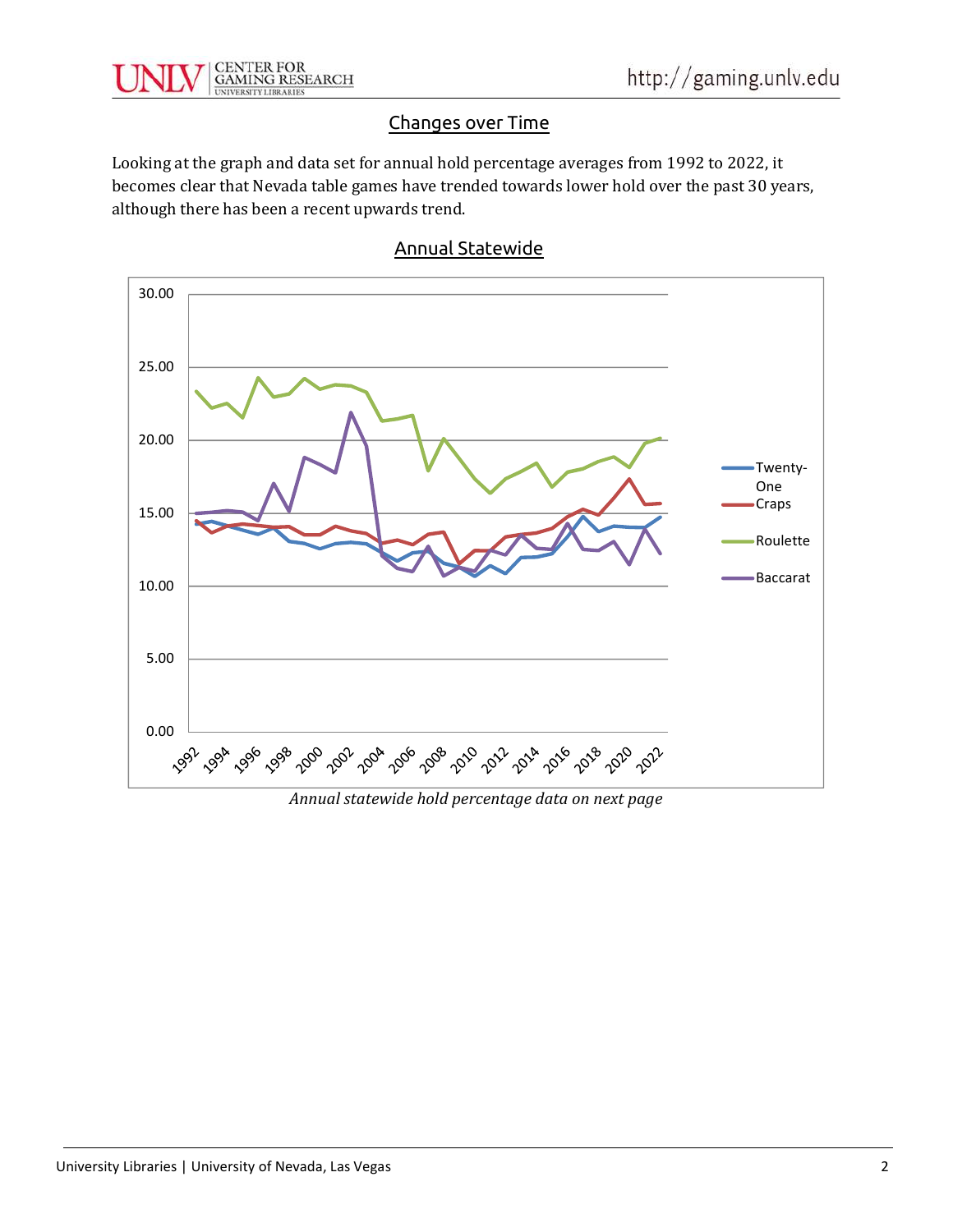## Changes over Time

Looking at the graph and data set for annual hold percentage averages from 1992 to 2022, it becomes clear that Nevada table games have trended towards lower hold over the past 30 years, although there has been a recent upwards trend.

## Annual Statewide

*Annual statewide hold percentage data on next page*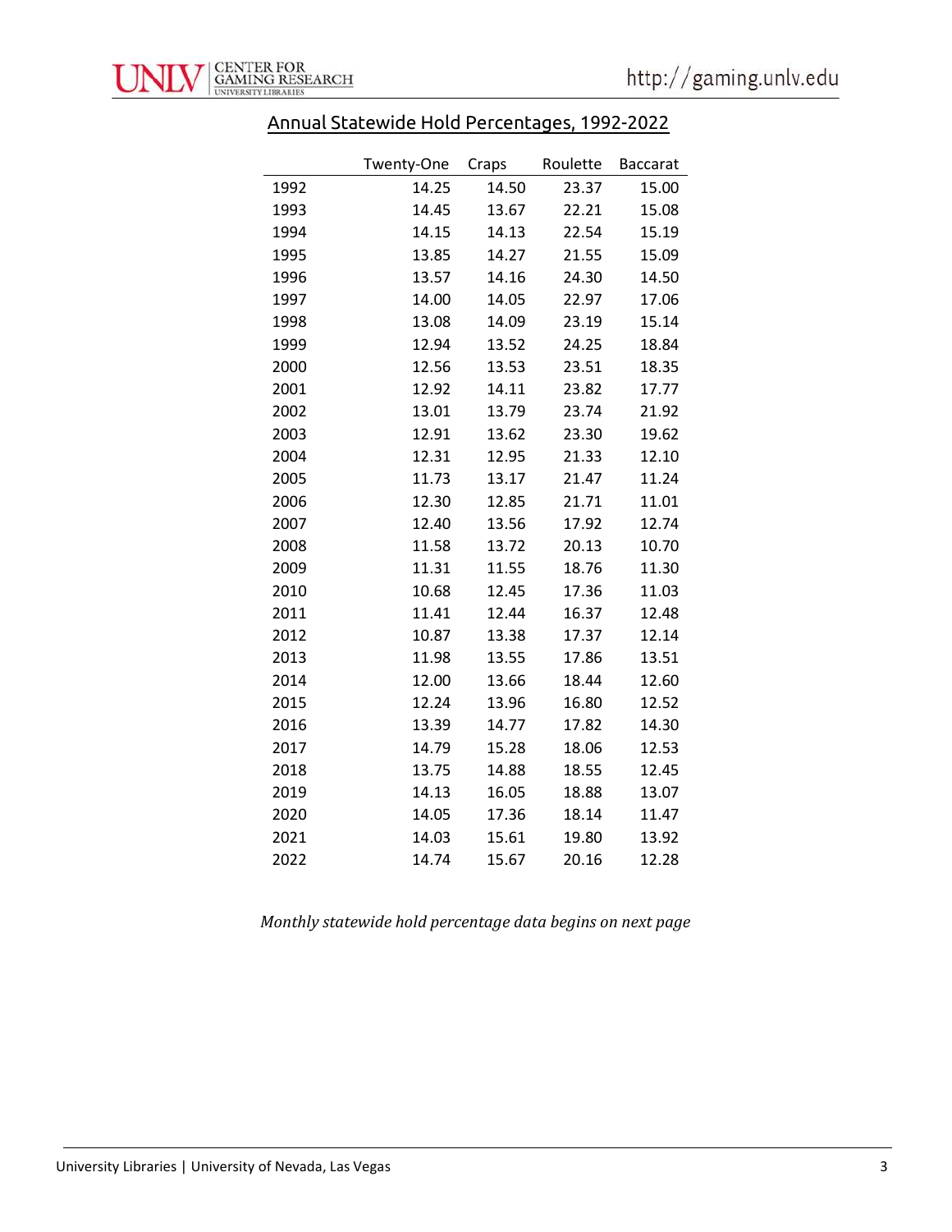## Annual Statewide Hold Percentages, 1992-2022

| | Twenty-One | Craps | Roulette | Baccarat |
|---|---|---|---|---|
| 1992 | 14.25 | 14.50 | 23.37 | 15.00 |
| 1993 | 14.45 | 13.67 | 22.21 | 15.08 |
| 1994 | 14.15 | 14.13 | 22.54 | 15.19 |
| 1995 | 13.85 | 14.27 | 21.55 | 15.09 |
| 1996 | 13.57 | 14.16 | 24.30 | 14.50 |
| 1997 | 14.00 | 14.05 | 22.97 | 17.06 |
| 1998 | 13.08 | 14.09 | 23.19 | 15.14 |
| 1999 | 12.94 | 13.52 | 24.25 | 18.84 |
| 2000 | 12.56 | 13.53 | 23.51 | 18.35 |
| 2001 | 12.92 | 14.11 | 23.82 | 17.77 |
| 2002 | 13.01 | 13.79 | 23.74 | 21.92 |
| 2003 | 12.91 | 13.62 | 23.30 | 19.62 |
| 2004 | 12.31 | 12.95 | 21.33 | 12.10 |
| 2005 | 11.73 | 13.17 | 21.47 | 11.24 |
| 2006 | 12.30 | 12.85 | 21.71 | 11.01 |
| 2007 | 12.40 | 13.56 | 17.92 | 12.74 |
| 2008 | 11.58 | 13.72 | 20.13 | 10.70 |
| 2009 | 11.31 | 11.55 | 18.76 | 11.30 |
| 2010 | 10.68 | 12.45 | 17.36 | 11.03 |
| 2011 | 11.41 | 12.44 | 16.37 | 12.48 |
| 2012 | 10.87 | 13.38 | 17.37 | 12.14 |
| 2013 | 11.98 | 13.55 | 17.86 | 13.51 |
| 2014 | 12.00 | 13.66 | 18.44 | 12.60 |
| 2015 | 12.24 | 13.96 | 16.80 | 12.52 |
| 2016 | 13.39 | 14.77 | 17.82 | 14.30 |
| 2017 | 14.79 | 15.28 | 18.06 | 12.53 |
| 2018 | 13.75 | 14.88 | 18.55 | 12.45 |
| 2019 | 14.13 | 16.05 | 18.88 | 13.07 |
| 2020 | 14.05 | 17.36 | 18.14 | 11.47 |
| 2021 | 14.03 | 15.61 | 19.80 | 13.92 |
| 2022 | 14.74 | 15.67 | 20.16 | 12.28 |

*Monthly statewide hold percentage data begins on next page*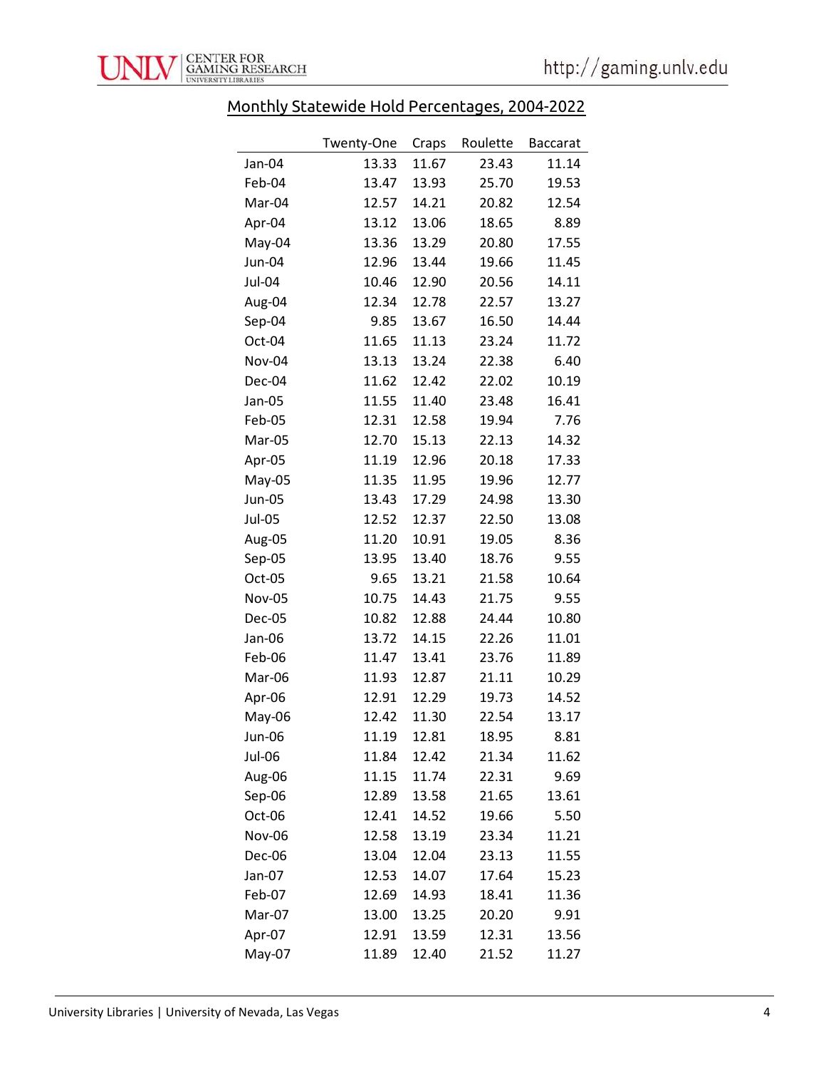## Monthly Statewide Hold Percentages, 2004-2022

| | Twenty-One | Craps | Roulette | Baccarat |
|---|---|---|---|---|
| Jan-04 | 13.33 | 11.67 | 23.43 | 11.14 |
| Feb-04 | 13.47 | 13.93 | 25.70 | 19.53 |
| Mar-04 | 12.57 | 14.21 | 20.82 | 12.54 |
| Apr-04 | 13.12 | 13.06 | 18.65 | 8.89 |
| May-04 | 13.36 | 13.29 | 20.80 | 17.55 |
| Jun-04 | 12.96 | 13.44 | 19.66 | 11.45 |
| Jul-04 | 10.46 | 12.90 | 20.56 | 14.11 |
| Aug-04 | 12.34 | 12.78 | 22.57 | 13.27 |
| Sep-04 | 9.85 | 13.67 | 16.50 | 14.44 |
| Oct-04 | 11.65 | 11.13 | 23.24 | 11.72 |
| Nov-04 | 13.13 | 13.24 | 22.38 | 6.40 |
| Dec-04 | 11.62 | 12.42 | 22.02 | 10.19 |
| Jan-05 | 11.55 | 11.40 | 23.48 | 16.41 |
| Feb-05 | 12.31 | 12.58 | 19.94 | 7.76 |
| Mar-05 | 12.70 | 15.13 | 22.13 | 14.32 |
| Apr-05 | 11.19 | 12.96 | 20.18 | 17.33 |
| May-05 | 11.35 | 11.95 | 19.96 | 12.77 |
| Jun-05 | 13.43 | 17.29 | 24.98 | 13.30 |
| Jul-05 | 12.52 | 12.37 | 22.50 | 13.08 |
| Aug-05 | 11.20 | 10.91 | 19.05 | 8.36 |
| Sep-05 | 13.95 | 13.40 | 18.76 | 9.55 |
| Oct-05 | 9.65 | 13.21 | 21.58 | 10.64 |
| Nov-05 | 10.75 | 14.43 | 21.75 | 9.55 |
| Dec-05 | 10.82 | 12.88 | 24.44 | 10.80 |
| Jan-06 | 13.72 | 14.15 | 22.26 | 11.01 |
| Feb-06 | 11.47 | 13.41 | 23.76 | 11.89 |
| Mar-06 | 11.93 | 12.87 | 21.11 | 10.29 |
| Apr-06 | 12.91 | 12.29 | 19.73 | 14.52 |
| May-06 | 12.42 | 11.30 | 22.54 | 13.17 |
| Jun-06 | 11.19 | 12.81 | 18.95 | 8.81 |
| Jul-06 | 11.84 | 12.42 | 21.34 | 11.62 |
| Aug-06 | 11.15 | 11.74 | 22.31 | 9.69 |
| Sep-06 | 12.89 | 13.58 | 21.65 | 13.61 |
| Oct-06 | 12.41 | 14.52 | 19.66 | 5.50 |
| Nov-06 | 12.58 | 13.19 | 23.34 | 11.21 |
| Dec-06 | 13.04 | 12.04 | 23.13 | 11.55 |
| Jan-07 | 12.53 | 14.07 | 17.64 | 15.23 |
| Feb-07 | 12.69 | 14.93 | 18.41 | 11.36 |
| Mar-07 | 13.00 | 13.25 | 20.20 | 9.91 |
| Apr-07 | 12.91 | 13.59 | 12.31 | 13.56 |
| May-07 | 11.89 | 12.40 | 21.52 | 11.27 |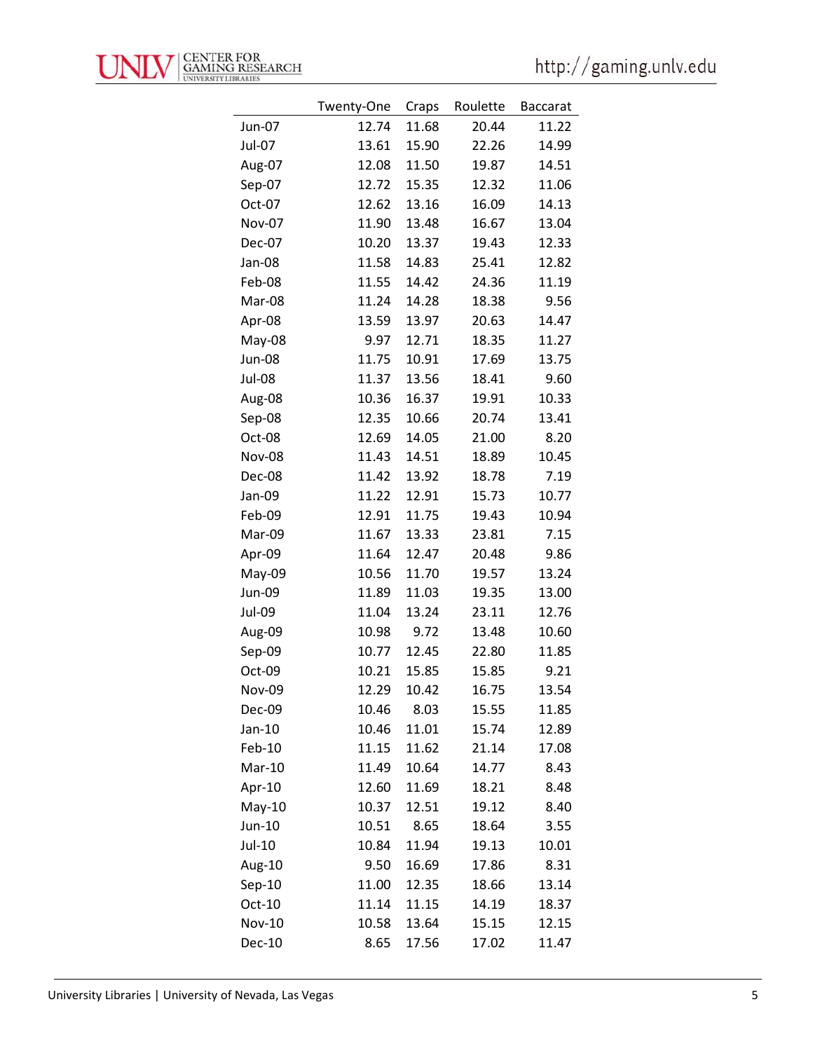| | Twenty-One | Craps | Roulette | Baccarat |
|---|---|---|---|---|
| Jun-07 | 12.74 | 11.68 | 20.44 | 11.22 |
| Jul-07 | 13.61 | 15.90 | 22.26 | 14.99 |
| Aug-07 | 12.08 | 11.50 | 19.87 | 14.51 |
| Sep-07 | 12.72 | 15.35 | 12.32 | 11.06 |
| Oct-07 | 12.62 | 13.16 | 16.09 | 14.13 |
| Nov-07 | 11.90 | 13.48 | 16.67 | 13.04 |
| Dec-07 | 10.20 | 13.37 | 19.43 | 12.33 |
| Jan-08 | 11.58 | 14.83 | 25.41 | 12.82 |
| Feb-08 | 11.55 | 14.42 | 24.36 | 11.19 |
| Mar-08 | 11.24 | 14.28 | 18.38 | 9.56 |
| Apr-08 | 13.59 | 13.97 | 20.63 | 14.47 |
| May-08 | 9.97 | 12.71 | 18.35 | 11.27 |
| Jun-08 | 11.75 | 10.91 | 17.69 | 13.75 |
| Jul-08 | 11.37 | 13.56 | 18.41 | 9.60 |
| Aug-08 | 10.36 | 16.37 | 19.91 | 10.33 |
| Sep-08 | 12.35 | 10.66 | 20.74 | 13.41 |
| Oct-08 | 12.69 | 14.05 | 21.00 | 8.20 |
| Nov-08 | 11.43 | 14.51 | 18.89 | 10.45 |
| Dec-08 | 11.42 | 13.92 | 18.78 | 7.19 |
| Jan-09 | 11.22 | 12.91 | 15.73 | 10.77 |
| Feb-09 | 12.91 | 11.75 | 19.43 | 10.94 |
| Mar-09 | 11.67 | 13.33 | 23.81 | 7.15 |
| Apr-09 | 11.64 | 12.47 | 20.48 | 9.86 |
| May-09 | 10.56 | 11.70 | 19.57 | 13.24 |
| Jun-09 | 11.89 | 11.03 | 19.35 | 13.00 |
| Jul-09 | 11.04 | 13.24 | 23.11 | 12.76 |
| Aug-09 | 10.98 | 9.72 | 13.48 | 10.60 |
| Sep-09 | 10.77 | 12.45 | 22.80 | 11.85 |
| Oct-09 | 10.21 | 15.85 | 15.85 | 9.21 |
| Nov-09 | 12.29 | 10.42 | 16.75 | 13.54 |
| Dec-09 | 10.46 | 8.03 | 15.55 | 11.85 |
| Jan-10 | 10.46 | 11.01 | 15.74 | 12.89 |
| Feb-10 | 11.15 | 11.62 | 21.14 | 17.08 |
| Mar-10 | 11.49 | 10.64 | 14.77 | 8.43 |
| Apr-10 | 12.60 | 11.69 | 18.21 | 8.48 |
| May-10 | 10.37 | 12.51 | 19.12 | 8.40 |
| Jun-10 | 10.51 | 8.65 | 18.64 | 3.55 |
| Jul-10 | 10.84 | 11.94 | 19.13 | 10.01 |
| Aug-10 | 9.50 | 16.69 | 17.86 | 8.31 |
| Sep-10 | 11.00 | 12.35 | 18.66 | 13.14 |
| Oct-10 | 11.14 | 11.15 | 14.19 | 18.37 |
| Nov-10 | 10.58 | 13.64 | 15.15 | 12.15 |
| Dec-10 | 8.65 | 17.56 | 17.02 | 11.47 |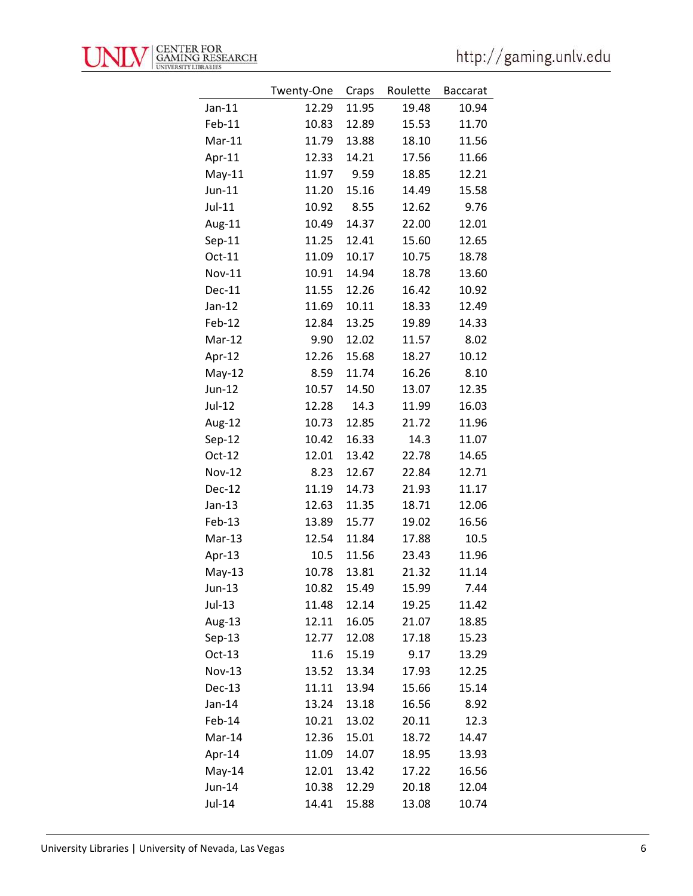| | Twenty-One | Craps | Roulette | Baccarat |
|---|---|---|---|---|
| Jan-11 | 12.29 | 11.95 | 19.48 | 10.94 |
| Feb-11 | 10.83 | 12.89 | 15.53 | 11.70 |
| Mar-11 | 11.79 | 13.88 | 18.10 | 11.56 |
| Apr-11 | 12.33 | 14.21 | 17.56 | 11.66 |
| May-11 | 11.97 | 9.59 | 18.85 | 12.21 |
| Jun-11 | 11.20 | 15.16 | 14.49 | 15.58 |
| Jul-11 | 10.92 | 8.55 | 12.62 | 9.76 |
| Aug-11 | 10.49 | 14.37 | 22.00 | 12.01 |
| Sep-11 | 11.25 | 12.41 | 15.60 | 12.65 |
| Oct-11 | 11.09 | 10.17 | 10.75 | 18.78 |
| Nov-11 | 10.91 | 14.94 | 18.78 | 13.60 |
| Dec-11 | 11.55 | 12.26 | 16.42 | 10.92 |
| Jan-12 | 11.69 | 10.11 | 18.33 | 12.49 |
| Feb-12 | 12.84 | 13.25 | 19.89 | 14.33 |
| Mar-12 | 9.90 | 12.02 | 11.57 | 8.02 |
| Apr-12 | 12.26 | 15.68 | 18.27 | 10.12 |
| May-12 | 8.59 | 11.74 | 16.26 | 8.10 |
| Jun-12 | 10.57 | 14.50 | 13.07 | 12.35 |
| Jul-12 | 12.28 | 14.3 | 11.99 | 16.03 |
| Aug-12 | 10.73 | 12.85 | 21.72 | 11.96 |
| Sep-12 | 10.42 | 16.33 | 14.3 | 11.07 |
| Oct-12 | 12.01 | 13.42 | 22.78 | 14.65 |
| Nov-12 | 8.23 | 12.67 | 22.84 | 12.71 |
| Dec-12 | 11.19 | 14.73 | 21.93 | 11.17 |
| Jan-13 | 12.63 | 11.35 | 18.71 | 12.06 |
| Feb-13 | 13.89 | 15.77 | 19.02 | 16.56 |
| Mar-13 | 12.54 | 11.84 | 17.88 | 10.5 |
| Apr-13 | 10.5 | 11.56 | 23.43 | 11.96 |
| May-13 | 10.78 | 13.81 | 21.32 | 11.14 |
| Jun-13 | 10.82 | 15.49 | 15.99 | 7.44 |
| Jul-13 | 11.48 | 12.14 | 19.25 | 11.42 |
| Aug-13 | 12.11 | 16.05 | 21.07 | 18.85 |
| Sep-13 | 12.77 | 12.08 | 17.18 | 15.23 |
| Oct-13 | 11.6 | 15.19 | 9.17 | 13.29 |
| Nov-13 | 13.52 | 13.34 | 17.93 | 12.25 |
| Dec-13 | 11.11 | 13.94 | 15.66 | 15.14 |
| Jan-14 | 13.24 | 13.18 | 16.56 | 8.92 |
| Feb-14 | 10.21 | 13.02 | 20.11 | 12.3 |
| Mar-14 | 12.36 | 15.01 | 18.72 | 14.47 |
| Apr-14 | 11.09 | 14.07 | 18.95 | 13.93 |
| May-14 | 12.01 | 13.42 | 17.22 | 16.56 |
| Jun-14 | 10.38 | 12.29 | 20.18 | 12.04 |
| Jul-14 | 14.41 | 15.88 | 13.08 | 10.74 |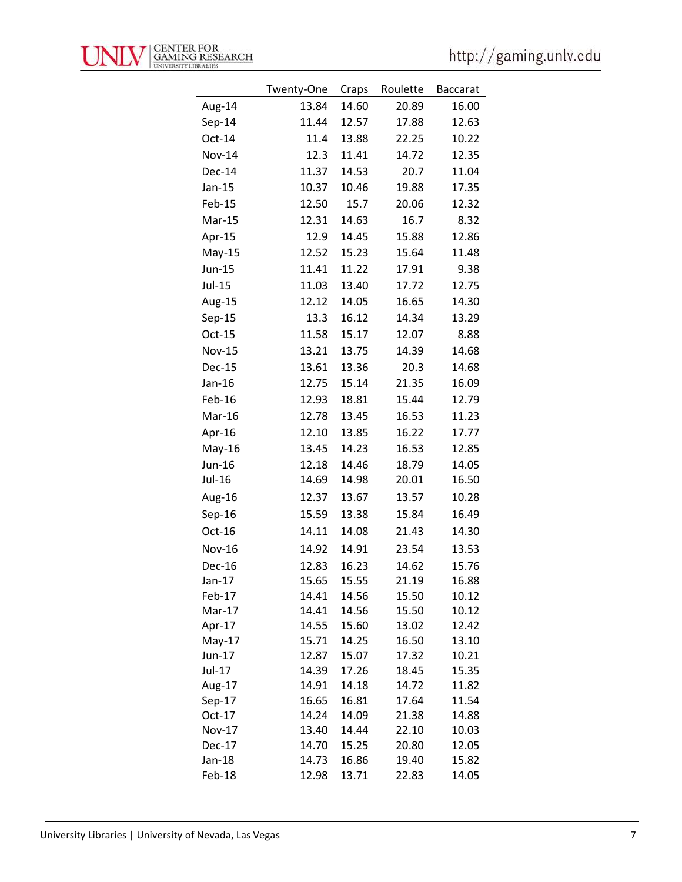| | Twenty-One | Craps | Roulette | Baccarat |
|---|---|---|---|---|
| Aug-14 | 13.84 | 14.60 | 20.89 | 16.00 |
| Sep-14 | 11.44 | 12.57 | 17.88 | 12.63 |
| Oct-14 | 11.4 | 13.88 | 22.25 | 10.22 |
| Nov-14 | 12.3 | 11.41 | 14.72 | 12.35 |
| Dec-14 | 11.37 | 14.53 | 20.7 | 11.04 |
| Jan-15 | 10.37 | 10.46 | 19.88 | 17.35 |
| Feb-15 | 12.50 | 15.7 | 20.06 | 12.32 |
| Mar-15 | 12.31 | 14.63 | 16.7 | 8.32 |
| Apr-15 | 12.9 | 14.45 | 15.88 | 12.86 |
| May-15 | 12.52 | 15.23 | 15.64 | 11.48 |
| Jun-15 | 11.41 | 11.22 | 17.91 | 9.38 |
| Jul-15 | 11.03 | 13.40 | 17.72 | 12.75 |
| Aug-15 | 12.12 | 14.05 | 16.65 | 14.30 |
| Sep-15 | 13.3 | 16.12 | 14.34 | 13.29 |
| Oct-15 | 11.58 | 15.17 | 12.07 | 8.88 |
| Nov-15 | 13.21 | 13.75 | 14.39 | 14.68 |
| Dec-15 | 13.61 | 13.36 | 20.3 | 14.68 |
| Jan-16 | 12.75 | 15.14 | 21.35 | 16.09 |
| Feb-16 | 12.93 | 18.81 | 15.44 | 12.79 |
| Mar-16 | 12.78 | 13.45 | 16.53 | 11.23 |
| Apr-16 | 12.10 | 13.85 | 16.22 | 17.77 |
| May-16 | 13.45 | 14.23 | 16.53 | 12.85 |
| Jun-16 | 12.18 | 14.46 | 18.79 | 14.05 |
| Jul-16 | 14.69 | 14.98 | 20.01 | 16.50 |
| Aug-16 | 12.37 | 13.67 | 13.57 | 10.28 |
| Sep-16 | 15.59 | 13.38 | 15.84 | 16.49 |
| Oct-16 | 14.11 | 14.08 | 21.43 | 14.30 |
| Nov-16 | 14.92 | 14.91 | 23.54 | 13.53 |
| Dec-16 | 12.83 | 16.23 | 14.62 | 15.76 |
| Jan-17 | 15.65 | 15.55 | 21.19 | 16.88 |
| Feb-17 | 14.41 | 14.56 | 15.50 | 10.12 |
| Mar-17 | 14.41 | 14.56 | 15.50 | 10.12 |
| Apr-17 | 14.55 | 15.60 | 13.02 | 12.42 |
| May-17 | 15.71 | 14.25 | 16.50 | 13.10 |
| Jun-17 | 12.87 | 15.07 | 17.32 | 10.21 |
| Jul-17 | 14.39 | 17.26 | 18.45 | 15.35 |
| Aug-17 | 14.91 | 14.18 | 14.72 | 11.82 |
| Sep-17 | 16.65 | 16.81 | 17.64 | 11.54 |
| Oct-17 | 14.24 | 14.09 | 21.38 | 14.88 |
| Nov-17 | 13.40 | 14.44 | 22.10 | 10.03 |
| Dec-17 | 14.70 | 15.25 | 20.80 | 12.05 |
| Jan-18 | 14.73 | 16.86 | 19.40 | 15.82 |
| Feb-18 | 12.98 | 13.71 | 22.83 | 14.05 |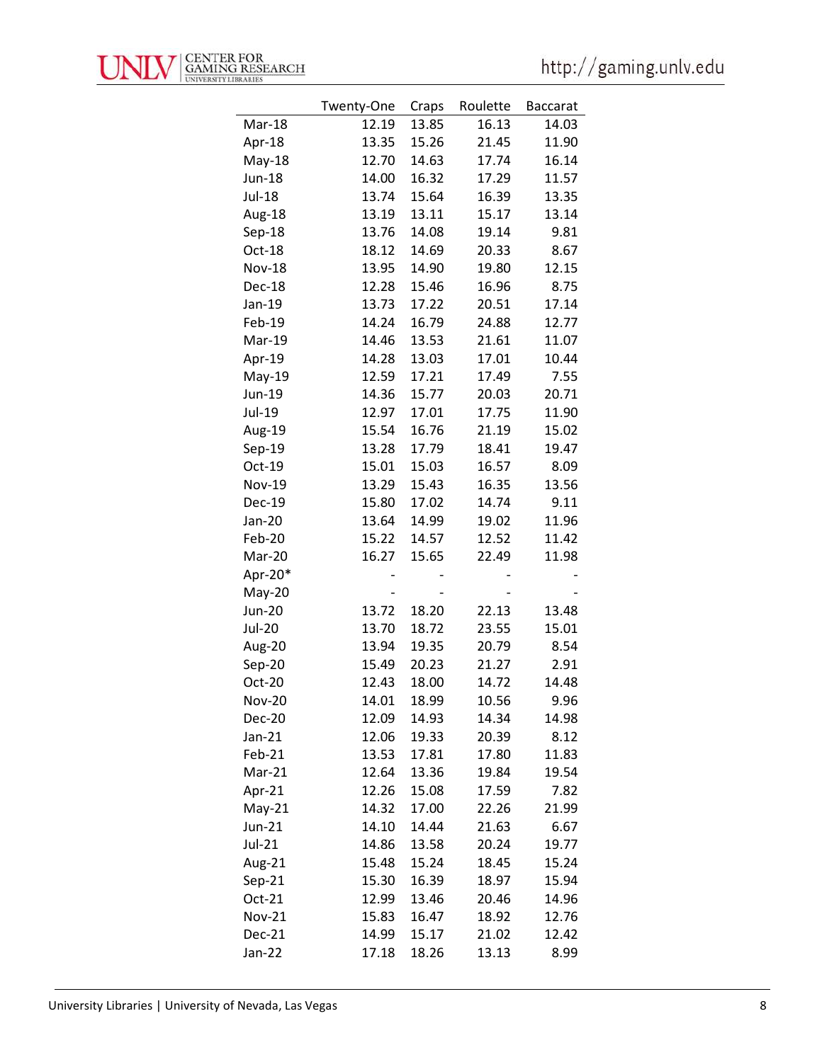| | Twenty-One | Craps | Roulette | Baccarat |
|---|---|---|---|---|
| Mar-18 | 12.19 | 13.85 | 16.13 | 14.03 |
| Apr-18 | 13.35 | 15.26 | 21.45 | 11.90 |
| May-18 | 12.70 | 14.63 | 17.74 | 16.14 |
| Jun-18 | 14.00 | 16.32 | 17.29 | 11.57 |
| Jul-18 | 13.74 | 15.64 | 16.39 | 13.35 |
| Aug-18 | 13.19 | 13.11 | 15.17 | 13.14 |
| Sep-18 | 13.76 | 14.08 | 19.14 | 9.81 |
| Oct-18 | 18.12 | 14.69 | 20.33 | 8.67 |
| Nov-18 | 13.95 | 14.90 | 19.80 | 12.15 |
| Dec-18 | 12.28 | 15.46 | 16.96 | 8.75 |
| Jan-19 | 13.73 | 17.22 | 20.51 | 17.14 |
| Feb-19 | 14.24 | 16.79 | 24.88 | 12.77 |
| Mar-19 | 14.46 | 13.53 | 21.61 | 11.07 |
| Apr-19 | 14.28 | 13.03 | 17.01 | 10.44 |
| May-19 | 12.59 | 17.21 | 17.49 | 7.55 |
| Jun-19 | 14.36 | 15.77 | 20.03 | 20.71 |
| Jul-19 | 12.97 | 17.01 | 17.75 | 11.90 |
| Aug-19 | 15.54 | 16.76 | 21.19 | 15.02 |
| Sep-19 | 13.28 | 17.79 | 18.41 | 19.47 |
| Oct-19 | 15.01 | 15.03 | 16.57 | 8.09 |
| Nov-19 | 13.29 | 15.43 | 16.35 | 13.56 |
| Dec-19 | 15.80 | 17.02 | 14.74 | 9.11 |
| Jan-20 | 13.64 | 14.99 | 19.02 | 11.96 |
| Feb-20 | 15.22 | 14.57 | 12.52 | 11.42 |
| Mar-20 | 16.27 | 15.65 | 22.49 | 11.98 |
| Apr-20* | - | - | - | - |
| May-20 | - | - | - | - |
| Jun-20 | 13.72 | 18.20 | 22.13 | 13.48 |
| Jul-20 | 13.70 | 18.72 | 23.55 | 15.01 |
| Aug-20 | 13.94 | 19.35 | 20.79 | 8.54 |
| Sep-20 | 15.49 | 20.23 | 21.27 | 2.91 |
| Oct-20 | 12.43 | 18.00 | 14.72 | 14.48 |
| Nov-20 | 14.01 | 18.99 | 10.56 | 9.96 |
| Dec-20 | 12.09 | 14.93 | 14.34 | 14.98 |
| Jan-21 | 12.06 | 19.33 | 20.39 | 8.12 |
| Feb-21 | 13.53 | 17.81 | 17.80 | 11.83 |
| Mar-21 | 12.64 | 13.36 | 19.84 | 19.54 |
| Apr-21 | 12.26 | 15.08 | 17.59 | 7.82 |
| May-21 | 14.32 | 17.00 | 22.26 | 21.99 |
| Jun-21 | 14.10 | 14.44 | 21.63 | 6.67 |
| Jul-21 | 14.86 | 13.58 | 20.24 | 19.77 |
| Aug-21 | 15.48 | 15.24 | 18.45 | 15.24 |
| Sep-21 | 15.30 | 16.39 | 18.97 | 15.94 |
| Oct-21 | 12.99 | 13.46 | 20.46 | 14.96 |
| Nov-21 | 15.83 | 16.47 | 18.92 | 12.76 |
| Dec-21 | 14.99 | 15.17 | 21.02 | 12.42 |
| Jan-22 | 17.18 | 18.26 | 13.13 | 8.99 |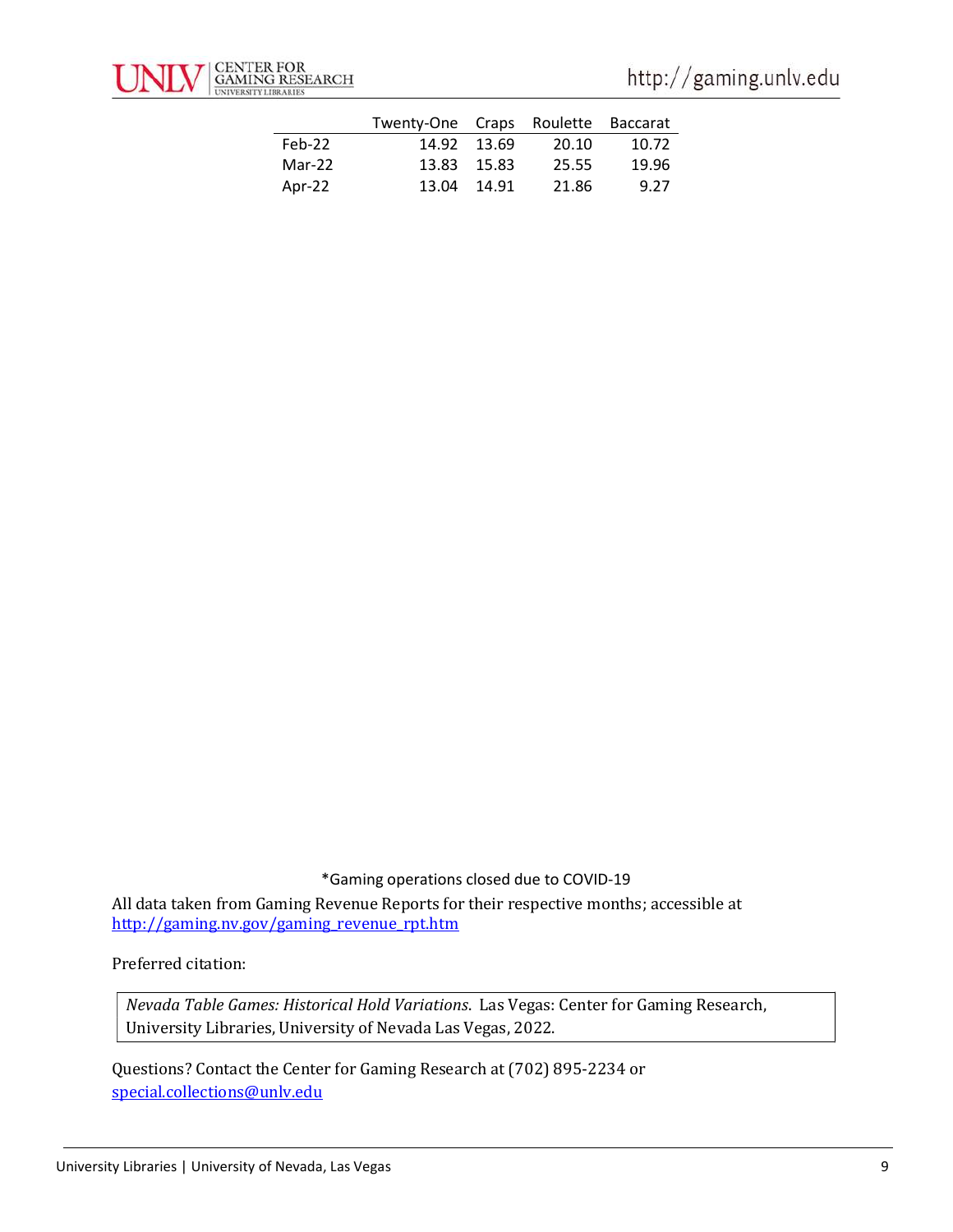| | Twenty-One | Craps | Roulette | Baccarat |
|---|---|---|---|---|
| Feb-22 | 14.92 | 13.69 | 20.10 | 10.72 |
| Mar-22 | 13.83 | 15.83 | 25.55 | 19.96 |
| Apr-22 | 13.04 | 14.91 | 21.86 | 9.27 |

*Gaming operations closed due to COVID-19

All data taken from Gaming Revenue Reports for their respective months; accessible at [http://gaming.nv.gov/gaming_revenue_rpt.htm](http://gaming.nv.gov/gaming_revenue_rpt.htm)

Preferred citation:

> *Nevada Table Games: Historical Hold Variations*. Las Vegas: Center for Gaming Research, University Libraries, University of Nevada Las Vegas, 2022.

Questions? Contact the Center for Gaming Research at (702) 895-2234 or [special.collections@unlv.edu](mailto:special.collections@unlv.edu)